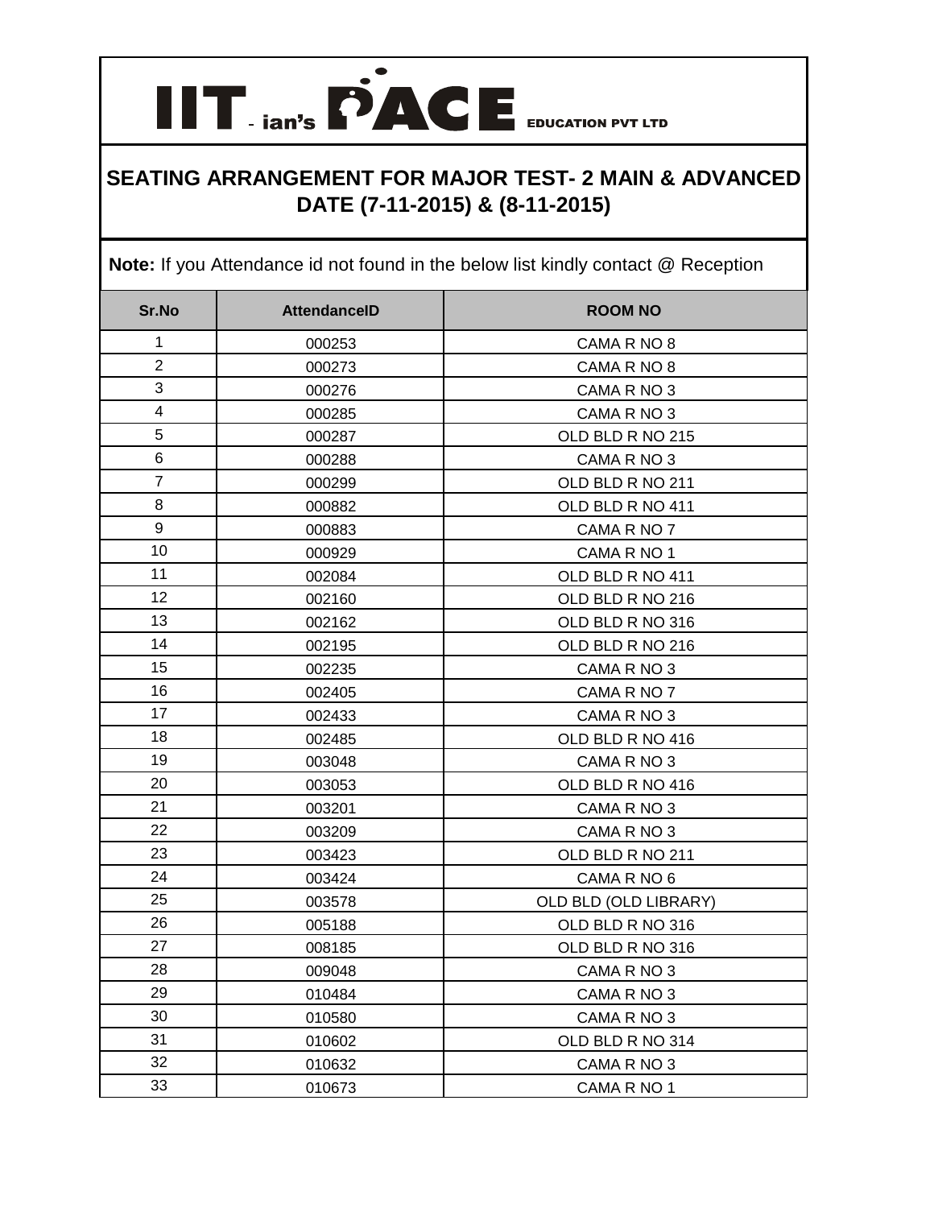# IIT-ian's PACE EDUCATION PVT LTD

## SEATING ARRANGEMENT FOR MAJOR TEST- 2 MAIN & ADVANCED DATE (7-11-2015) & (8-11-2015)

**Note:** If you Attendance id not found in the below list kindly contact @ Reception

| Sr.No | AttendanceID | ROOM NO |
|---|---|---|
| 1 | 000253 | CAMA R NO 8 |
| 2 | 000273 | CAMA R NO 8 |
| 3 | 000276 | CAMA R NO 3 |
| 4 | 000285 | CAMA R NO 3 |
| 5 | 000287 | OLD BLD R NO 215 |
| 6 | 000288 | CAMA R NO 3 |
| 7 | 000299 | OLD BLD R NO 211 |
| 8 | 000882 | OLD BLD R NO 411 |
| 9 | 000883 | CAMA R NO 7 |
| 10 | 000929 | CAMA R NO 1 |
| 11 | 002084 | OLD BLD R NO 411 |
| 12 | 002160 | OLD BLD R NO 216 |
| 13 | 002162 | OLD BLD R NO 316 |
| 14 | 002195 | OLD BLD R NO 216 |
| 15 | 002235 | CAMA R NO 3 |
| 16 | 002405 | CAMA R NO 7 |
| 17 | 002433 | CAMA R NO 3 |
| 18 | 002485 | OLD BLD R NO 416 |
| 19 | 003048 | CAMA R NO 3 |
| 20 | 003053 | OLD BLD R NO 416 |
| 21 | 003201 | CAMA R NO 3 |
| 22 | 003209 | CAMA R NO 3 |
| 23 | 003423 | OLD BLD R NO 211 |
| 24 | 003424 | CAMA R NO 6 |
| 25 | 003578 | OLD BLD (OLD LIBRARY) |
| 26 | 005188 | OLD BLD R NO 316 |
| 27 | 008185 | OLD BLD R NO 316 |
| 28 | 009048 | CAMA R NO 3 |
| 29 | 010484 | CAMA R NO 3 |
| 30 | 010580 | CAMA R NO 3 |
| 31 | 010602 | OLD BLD R NO 314 |
| 32 | 010632 | CAMA R NO 3 |
| 33 | 010673 | CAMA R NO 1 |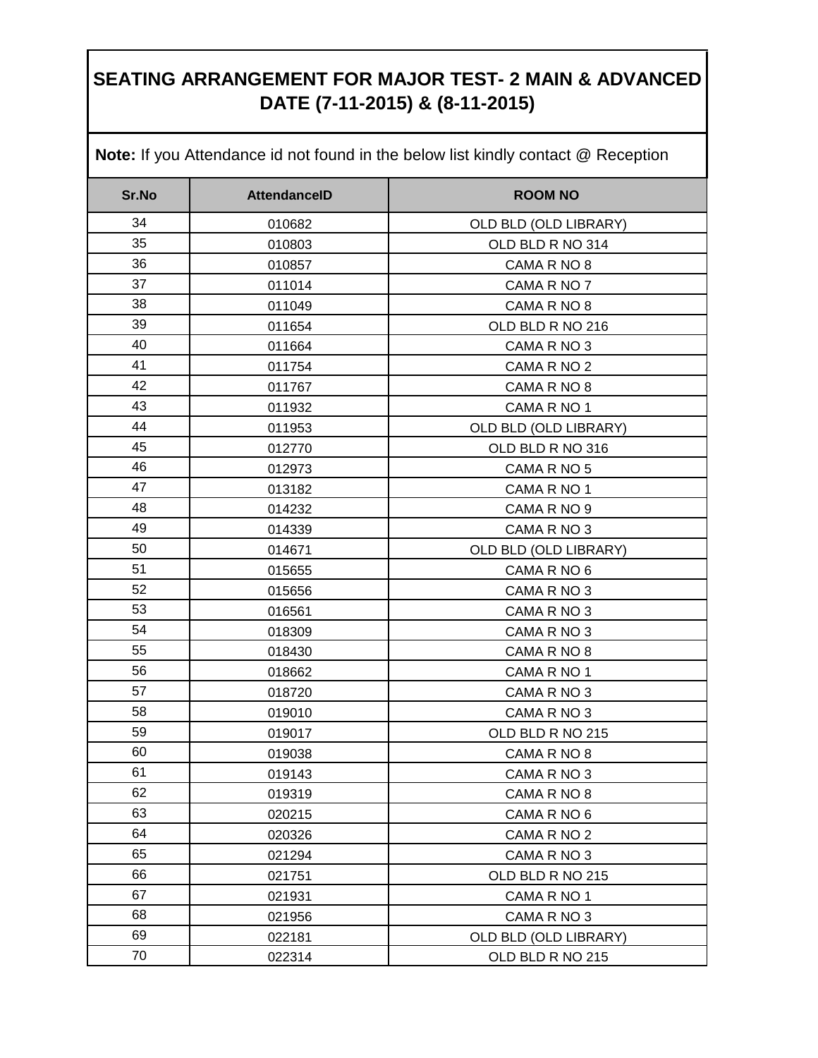# SEATING ARRANGEMENT FOR MAJOR TEST- 2 MAIN & ADVANCED DATE (7-11-2015) & (8-11-2015)

**Note:** If you Attendance id not found in the below list kindly contact @ Reception

| Sr.No | AttendanceID | ROOM NO |
|---|---|---|
| 34 | 010682 | OLD BLD (OLD LIBRARY) |
| 35 | 010803 | OLD BLD R NO 314 |
| 36 | 010857 | CAMA R NO 8 |
| 37 | 011014 | CAMA R NO 7 |
| 38 | 011049 | CAMA R NO 8 |
| 39 | 011654 | OLD BLD R NO 216 |
| 40 | 011664 | CAMA R NO 3 |
| 41 | 011754 | CAMA R NO 2 |
| 42 | 011767 | CAMA R NO 8 |
| 43 | 011932 | CAMA R NO 1 |
| 44 | 011953 | OLD BLD (OLD LIBRARY) |
| 45 | 012770 | OLD BLD R NO 316 |
| 46 | 012973 | CAMA R NO 5 |
| 47 | 013182 | CAMA R NO 1 |
| 48 | 014232 | CAMA R NO 9 |
| 49 | 014339 | CAMA R NO 3 |
| 50 | 014671 | OLD BLD (OLD LIBRARY) |
| 51 | 015655 | CAMA R NO 6 |
| 52 | 015656 | CAMA R NO 3 |
| 53 | 016561 | CAMA R NO 3 |
| 54 | 018309 | CAMA R NO 3 |
| 55 | 018430 | CAMA R NO 8 |
| 56 | 018662 | CAMA R NO 1 |
| 57 | 018720 | CAMA R NO 3 |
| 58 | 019010 | CAMA R NO 3 |
| 59 | 019017 | OLD BLD R NO 215 |
| 60 | 019038 | CAMA R NO 8 |
| 61 | 019143 | CAMA R NO 3 |
| 62 | 019319 | CAMA R NO 8 |
| 63 | 020215 | CAMA R NO 6 |
| 64 | 020326 | CAMA R NO 2 |
| 65 | 021294 | CAMA R NO 3 |
| 66 | 021751 | OLD BLD R NO 215 |
| 67 | 021931 | CAMA R NO 1 |
| 68 | 021956 | CAMA R NO 3 |
| 69 | 022181 | OLD BLD (OLD LIBRARY) |
| 70 | 022314 | OLD BLD R NO 215 |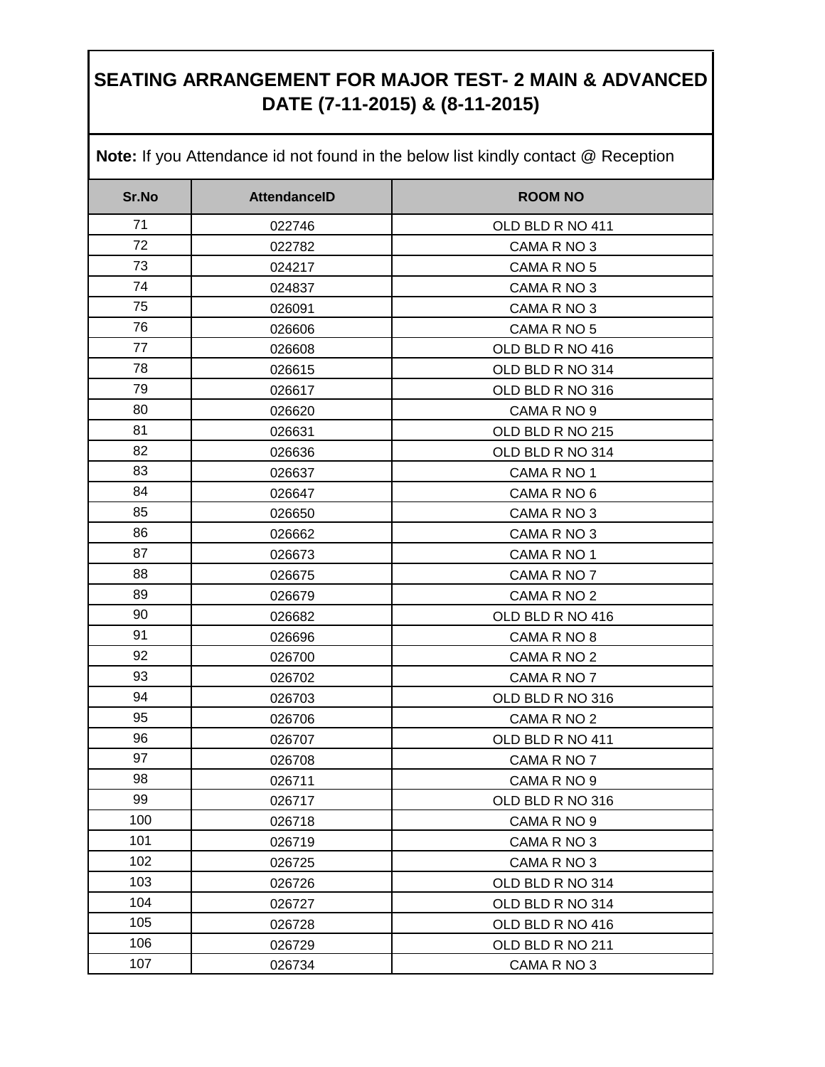# SEATING ARRANGEMENT FOR MAJOR TEST- 2 MAIN & ADVANCED DATE (7-11-2015) & (8-11-2015)

**Note:** If you Attendance id not found in the below list kindly contact @ Reception

| Sr.No | AttendanceID | ROOM NO |
|---|---|---|
| 71 | 022746 | OLD BLD R NO 411 |
| 72 | 022782 | CAMA R NO 3 |
| 73 | 024217 | CAMA R NO 5 |
| 74 | 024837 | CAMA R NO 3 |
| 75 | 026091 | CAMA R NO 3 |
| 76 | 026606 | CAMA R NO 5 |
| 77 | 026608 | OLD BLD R NO 416 |
| 78 | 026615 | OLD BLD R NO 314 |
| 79 | 026617 | OLD BLD R NO 316 |
| 80 | 026620 | CAMA R NO 9 |
| 81 | 026631 | OLD BLD R NO 215 |
| 82 | 026636 | OLD BLD R NO 314 |
| 83 | 026637 | CAMA R NO 1 |
| 84 | 026647 | CAMA R NO 6 |
| 85 | 026650 | CAMA R NO 3 |
| 86 | 026662 | CAMA R NO 3 |
| 87 | 026673 | CAMA R NO 1 |
| 88 | 026675 | CAMA R NO 7 |
| 89 | 026679 | CAMA R NO 2 |
| 90 | 026682 | OLD BLD R NO 416 |
| 91 | 026696 | CAMA R NO 8 |
| 92 | 026700 | CAMA R NO 2 |
| 93 | 026702 | CAMA R NO 7 |
| 94 | 026703 | OLD BLD R NO 316 |
| 95 | 026706 | CAMA R NO 2 |
| 96 | 026707 | OLD BLD R NO 411 |
| 97 | 026708 | CAMA R NO 7 |
| 98 | 026711 | CAMA R NO 9 |
| 99 | 026717 | OLD BLD R NO 316 |
| 100 | 026718 | CAMA R NO 9 |
| 101 | 026719 | CAMA R NO 3 |
| 102 | 026725 | CAMA R NO 3 |
| 103 | 026726 | OLD BLD R NO 314 |
| 104 | 026727 | OLD BLD R NO 314 |
| 105 | 026728 | OLD BLD R NO 416 |
| 106 | 026729 | OLD BLD R NO 211 |
| 107 | 026734 | CAMA R NO 3 |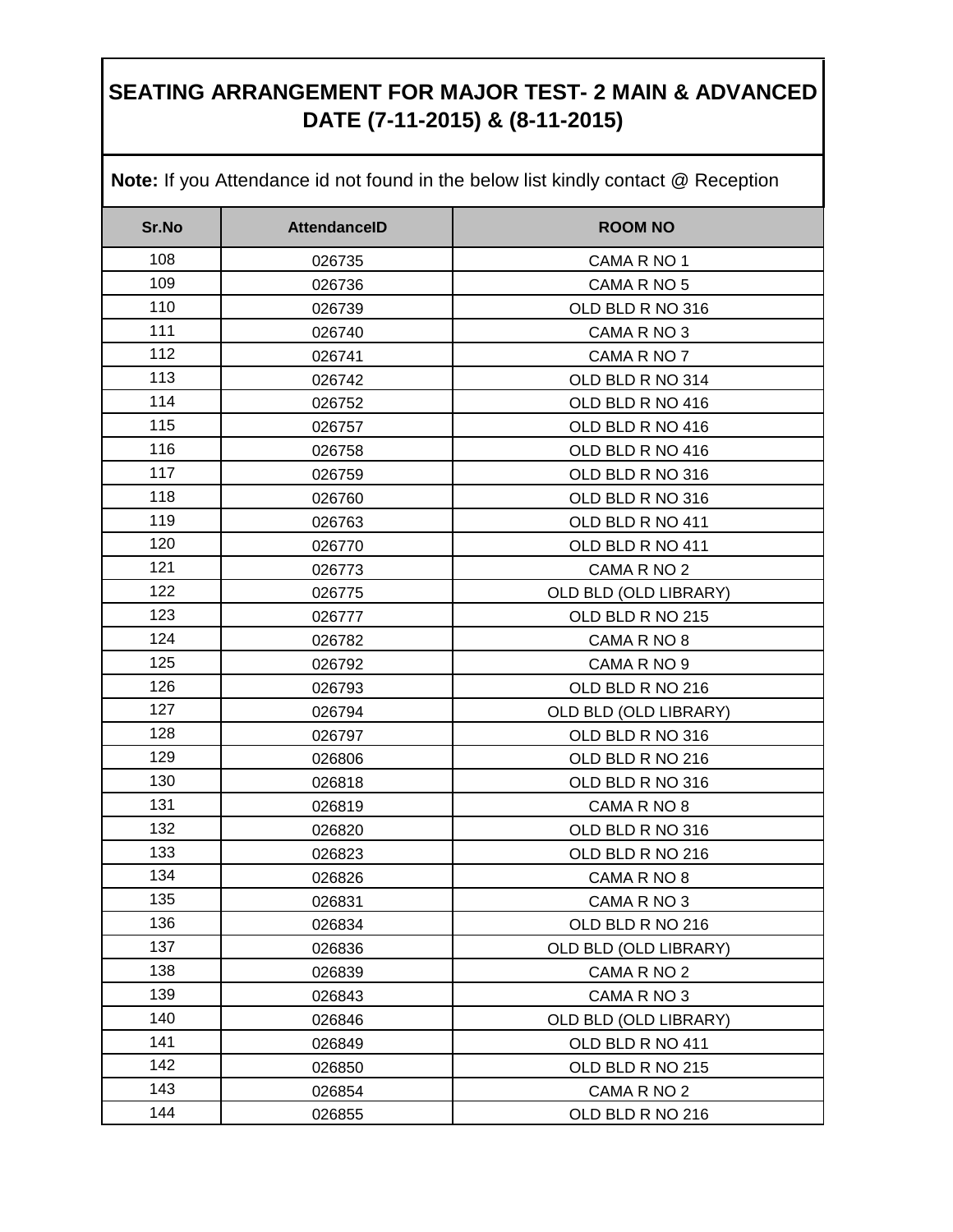# SEATING ARRANGEMENT FOR MAJOR TEST- 2 MAIN & ADVANCED DATE (7-11-2015) & (8-11-2015)

**Note:** If you Attendance id not found in the below list kindly contact @ Reception

| Sr.No | AttendanceID | ROOM NO |
|---|---|---|
| 108 | 026735 | CAMA R NO 1 |
| 109 | 026736 | CAMA R NO 5 |
| 110 | 026739 | OLD BLD R NO 316 |
| 111 | 026740 | CAMA R NO 3 |
| 112 | 026741 | CAMA R NO 7 |
| 113 | 026742 | OLD BLD R NO 314 |
| 114 | 026752 | OLD BLD R NO 416 |
| 115 | 026757 | OLD BLD R NO 416 |
| 116 | 026758 | OLD BLD R NO 416 |
| 117 | 026759 | OLD BLD R NO 316 |
| 118 | 026760 | OLD BLD R NO 316 |
| 119 | 026763 | OLD BLD R NO 411 |
| 120 | 026770 | OLD BLD R NO 411 |
| 121 | 026773 | CAMA R NO 2 |
| 122 | 026775 | OLD BLD (OLD LIBRARY) |
| 123 | 026777 | OLD BLD R NO 215 |
| 124 | 026782 | CAMA R NO 8 |
| 125 | 026792 | CAMA R NO 9 |
| 126 | 026793 | OLD BLD R NO 216 |
| 127 | 026794 | OLD BLD (OLD LIBRARY) |
| 128 | 026797 | OLD BLD R NO 316 |
| 129 | 026806 | OLD BLD R NO 216 |
| 130 | 026818 | OLD BLD R NO 316 |
| 131 | 026819 | CAMA R NO 8 |
| 132 | 026820 | OLD BLD R NO 316 |
| 133 | 026823 | OLD BLD R NO 216 |
| 134 | 026826 | CAMA R NO 8 |
| 135 | 026831 | CAMA R NO 3 |
| 136 | 026834 | OLD BLD R NO 216 |
| 137 | 026836 | OLD BLD (OLD LIBRARY) |
| 138 | 026839 | CAMA R NO 2 |
| 139 | 026843 | CAMA R NO 3 |
| 140 | 026846 | OLD BLD (OLD LIBRARY) |
| 141 | 026849 | OLD BLD R NO 411 |
| 142 | 026850 | OLD BLD R NO 215 |
| 143 | 026854 | CAMA R NO 2 |
| 144 | 026855 | OLD BLD R NO 216 |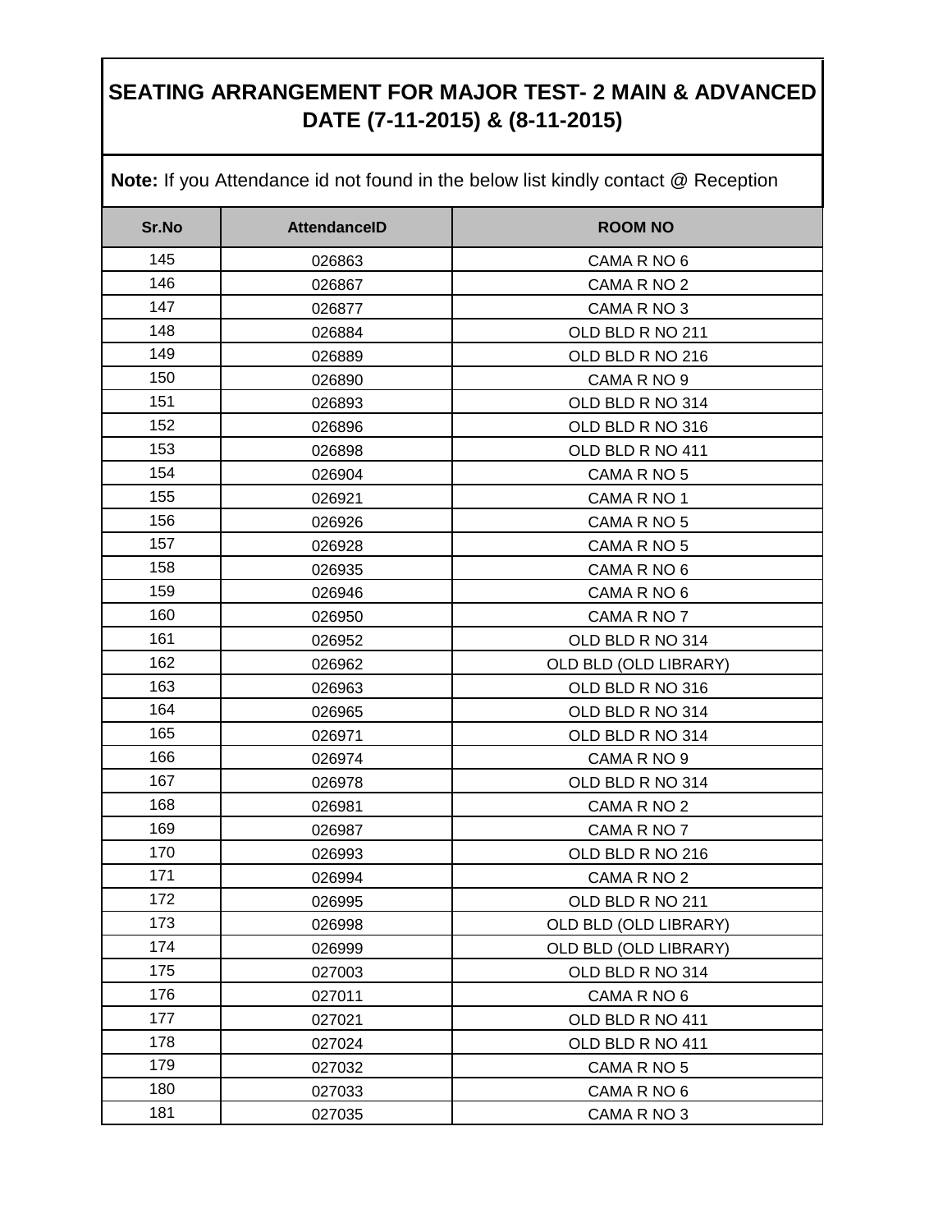## SEATING ARRANGEMENT FOR MAJOR TEST- 2 MAIN & ADVANCED DATE (7-11-2015) & (8-11-2015)

**Note:** If you Attendance id not found in the below list kindly contact @ Reception

| Sr.No | AttendanceID | ROOM NO |
|---|---|---|
| 145 | 026863 | CAMA R NO 6 |
| 146 | 026867 | CAMA R NO 2 |
| 147 | 026877 | CAMA R NO 3 |
| 148 | 026884 | OLD BLD R NO 211 |
| 149 | 026889 | OLD BLD R NO 216 |
| 150 | 026890 | CAMA R NO 9 |
| 151 | 026893 | OLD BLD R NO 314 |
| 152 | 026896 | OLD BLD R NO 316 |
| 153 | 026898 | OLD BLD R NO 411 |
| 154 | 026904 | CAMA R NO 5 |
| 155 | 026921 | CAMA R NO 1 |
| 156 | 026926 | CAMA R NO 5 |
| 157 | 026928 | CAMA R NO 5 |
| 158 | 026935 | CAMA R NO 6 |
| 159 | 026946 | CAMA R NO 6 |
| 160 | 026950 | CAMA R NO 7 |
| 161 | 026952 | OLD BLD R NO 314 |
| 162 | 026962 | OLD BLD (OLD LIBRARY) |
| 163 | 026963 | OLD BLD R NO 316 |
| 164 | 026965 | OLD BLD R NO 314 |
| 165 | 026971 | OLD BLD R NO 314 |
| 166 | 026974 | CAMA R NO 9 |
| 167 | 026978 | OLD BLD R NO 314 |
| 168 | 026981 | CAMA R NO 2 |
| 169 | 026987 | CAMA R NO 7 |
| 170 | 026993 | OLD BLD R NO 216 |
| 171 | 026994 | CAMA R NO 2 |
| 172 | 026995 | OLD BLD R NO 211 |
| 173 | 026998 | OLD BLD (OLD LIBRARY) |
| 174 | 026999 | OLD BLD (OLD LIBRARY) |
| 175 | 027003 | OLD BLD R NO 314 |
| 176 | 027011 | CAMA R NO 6 |
| 177 | 027021 | OLD BLD R NO 411 |
| 178 | 027024 | OLD BLD R NO 411 |
| 179 | 027032 | CAMA R NO 5 |
| 180 | 027033 | CAMA R NO 6 |
| 181 | 027035 | CAMA R NO 3 |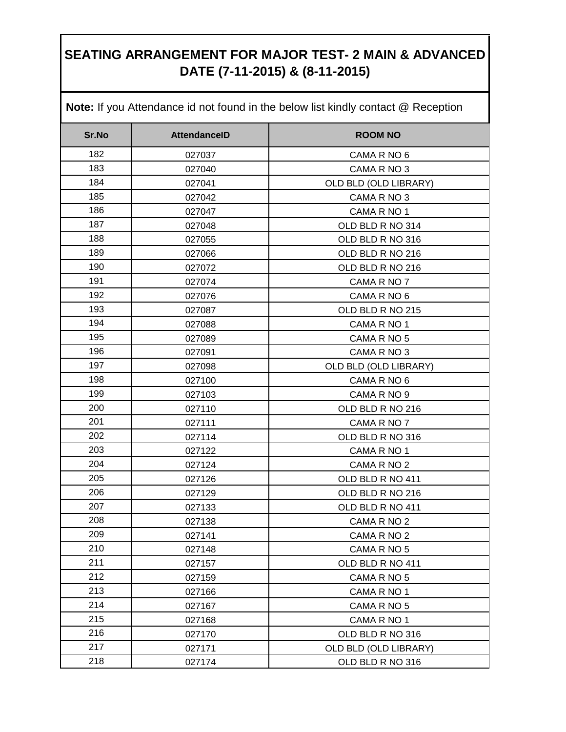# SEATING ARRANGEMENT FOR MAJOR TEST- 2 MAIN & ADVANCED DATE (7-11-2015) & (8-11-2015)

**Note:** If you Attendance id not found in the below list kindly contact @ Reception

| Sr.No | AttendanceID | ROOM NO |
|---|---|---|
| 182 | 027037 | CAMA R NO 6 |
| 183 | 027040 | CAMA R NO 3 |
| 184 | 027041 | OLD BLD (OLD LIBRARY) |
| 185 | 027042 | CAMA R NO 3 |
| 186 | 027047 | CAMA R NO 1 |
| 187 | 027048 | OLD BLD R NO 314 |
| 188 | 027055 | OLD BLD R NO 316 |
| 189 | 027066 | OLD BLD R NO 216 |
| 190 | 027072 | OLD BLD R NO 216 |
| 191 | 027074 | CAMA R NO 7 |
| 192 | 027076 | CAMA R NO 6 |
| 193 | 027087 | OLD BLD R NO 215 |
| 194 | 027088 | CAMA R NO 1 |
| 195 | 027089 | CAMA R NO 5 |
| 196 | 027091 | CAMA R NO 3 |
| 197 | 027098 | OLD BLD (OLD LIBRARY) |
| 198 | 027100 | CAMA R NO 6 |
| 199 | 027103 | CAMA R NO 9 |
| 200 | 027110 | OLD BLD R NO 216 |
| 201 | 027111 | CAMA R NO 7 |
| 202 | 027114 | OLD BLD R NO 316 |
| 203 | 027122 | CAMA R NO 1 |
| 204 | 027124 | CAMA R NO 2 |
| 205 | 027126 | OLD BLD R NO 411 |
| 206 | 027129 | OLD BLD R NO 216 |
| 207 | 027133 | OLD BLD R NO 411 |
| 208 | 027138 | CAMA R NO 2 |
| 209 | 027141 | CAMA R NO 2 |
| 210 | 027148 | CAMA R NO 5 |
| 211 | 027157 | OLD BLD R NO 411 |
| 212 | 027159 | CAMA R NO 5 |
| 213 | 027166 | CAMA R NO 1 |
| 214 | 027167 | CAMA R NO 5 |
| 215 | 027168 | CAMA R NO 1 |
| 216 | 027170 | OLD BLD R NO 316 |
| 217 | 027171 | OLD BLD (OLD LIBRARY) |
| 218 | 027174 | OLD BLD R NO 316 |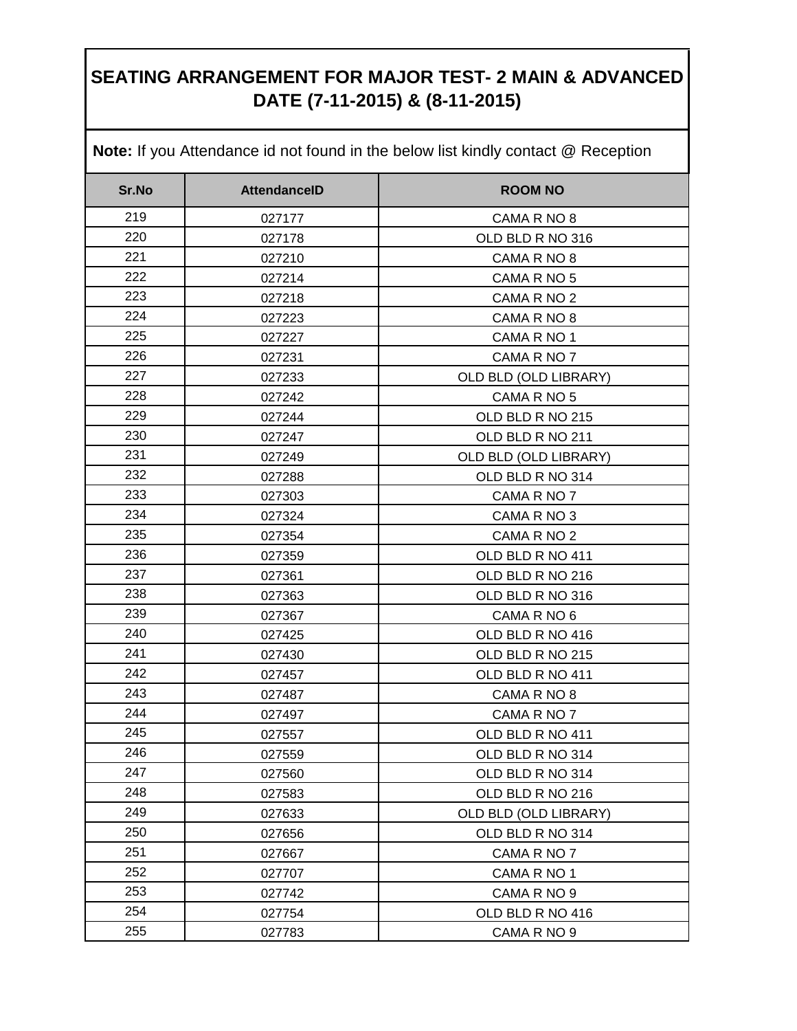# SEATING ARRANGEMENT FOR MAJOR TEST- 2 MAIN & ADVANCED DATE (7-11-2015) & (8-11-2015)

**Note:** If you Attendance id not found in the below list kindly contact @ Reception

| Sr.No | AttendanceID | ROOM NO |
|---|---|---|
| 219 | 027177 | CAMA R NO 8 |
| 220 | 027178 | OLD BLD R NO 316 |
| 221 | 027210 | CAMA R NO 8 |
| 222 | 027214 | CAMA R NO 5 |
| 223 | 027218 | CAMA R NO 2 |
| 224 | 027223 | CAMA R NO 8 |
| 225 | 027227 | CAMA R NO 1 |
| 226 | 027231 | CAMA R NO 7 |
| 227 | 027233 | OLD BLD (OLD LIBRARY) |
| 228 | 027242 | CAMA R NO 5 |
| 229 | 027244 | OLD BLD R NO 215 |
| 230 | 027247 | OLD BLD R NO 211 |
| 231 | 027249 | OLD BLD (OLD LIBRARY) |
| 232 | 027288 | OLD BLD R NO 314 |
| 233 | 027303 | CAMA R NO 7 |
| 234 | 027324 | CAMA R NO 3 |
| 235 | 027354 | CAMA R NO 2 |
| 236 | 027359 | OLD BLD R NO 411 |
| 237 | 027361 | OLD BLD R NO 216 |
| 238 | 027363 | OLD BLD R NO 316 |
| 239 | 027367 | CAMA R NO 6 |
| 240 | 027425 | OLD BLD R NO 416 |
| 241 | 027430 | OLD BLD R NO 215 |
| 242 | 027457 | OLD BLD R NO 411 |
| 243 | 027487 | CAMA R NO 8 |
| 244 | 027497 | CAMA R NO 7 |
| 245 | 027557 | OLD BLD R NO 411 |
| 246 | 027559 | OLD BLD R NO 314 |
| 247 | 027560 | OLD BLD R NO 314 |
| 248 | 027583 | OLD BLD R NO 216 |
| 249 | 027633 | OLD BLD (OLD LIBRARY) |
| 250 | 027656 | OLD BLD R NO 314 |
| 251 | 027667 | CAMA R NO 7 |
| 252 | 027707 | CAMA R NO 1 |
| 253 | 027742 | CAMA R NO 9 |
| 254 | 027754 | OLD BLD R NO 416 |
| 255 | 027783 | CAMA R NO 9 |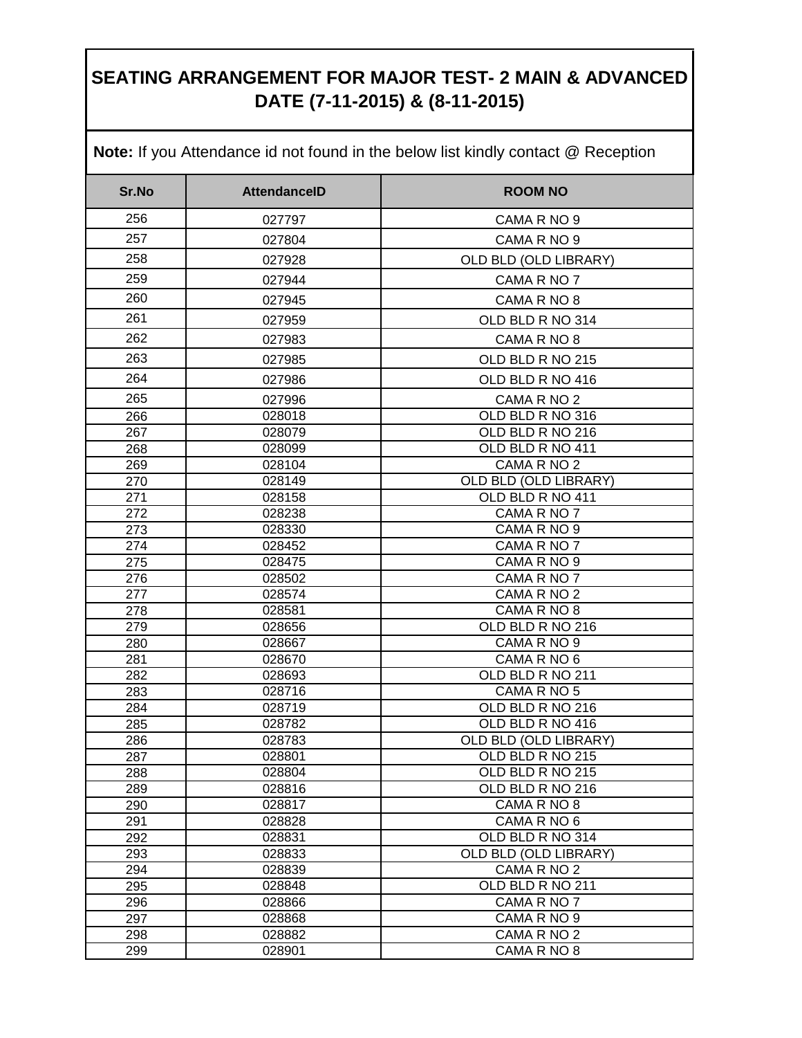# SEATING ARRANGEMENT FOR MAJOR TEST- 2 MAIN & ADVANCED DATE (7-11-2015) & (8-11-2015)

**Note:** If you Attendance id not found in the below list kindly contact @ Reception

| Sr.No | AttendanceID | ROOM NO |
|---|---|---|
| 256 | 027797 | CAMA R NO 9 |
| 257 | 027804 | CAMA R NO 9 |
| 258 | 027928 | OLD BLD (OLD LIBRARY) |
| 259 | 027944 | CAMA R NO 7 |
| 260 | 027945 | CAMA R NO 8 |
| 261 | 027959 | OLD BLD R NO 314 |
| 262 | 027983 | CAMA R NO 8 |
| 263 | 027985 | OLD BLD R NO 215 |
| 264 | 027986 | OLD BLD R NO 416 |
| 265 | 027996 | CAMA R NO 2 |
| 266 | 028018 | OLD BLD R NO 316 |
| 267 | 028079 | OLD BLD R NO 216 |
| 268 | 028099 | OLD BLD R NO 411 |
| 269 | 028104 | CAMA R NO 2 |
| 270 | 028149 | OLD BLD (OLD LIBRARY) |
| 271 | 028158 | OLD BLD R NO 411 |
| 272 | 028238 | CAMA R NO 7 |
| 273 | 028330 | CAMA R NO 9 |
| 274 | 028452 | CAMA R NO 7 |
| 275 | 028475 | CAMA R NO 9 |
| 276 | 028502 | CAMA R NO 7 |
| 277 | 028574 | CAMA R NO 2 |
| 278 | 028581 | CAMA R NO 8 |
| 279 | 028656 | OLD BLD R NO 216 |
| 280 | 028667 | CAMA R NO 9 |
| 281 | 028670 | CAMA R NO 6 |
| 282 | 028693 | OLD BLD R NO 211 |
| 283 | 028716 | CAMA R NO 5 |
| 284 | 028719 | OLD BLD R NO 216 |
| 285 | 028782 | OLD BLD R NO 416 |
| 286 | 028783 | OLD BLD (OLD LIBRARY) |
| 287 | 028801 | OLD BLD R NO 215 |
| 288 | 028804 | OLD BLD R NO 215 |
| 289 | 028816 | OLD BLD R NO 216 |
| 290 | 028817 | CAMA R NO 8 |
| 291 | 028828 | CAMA R NO 6 |
| 292 | 028831 | OLD BLD R NO 314 |
| 293 | 028833 | OLD BLD (OLD LIBRARY) |
| 294 | 028839 | CAMA R NO 2 |
| 295 | 028848 | OLD BLD R NO 211 |
| 296 | 028866 | CAMA R NO 7 |
| 297 | 028868 | CAMA R NO 9 |
| 298 | 028882 | CAMA R NO 2 |
| 299 | 028901 | CAMA R NO 8 |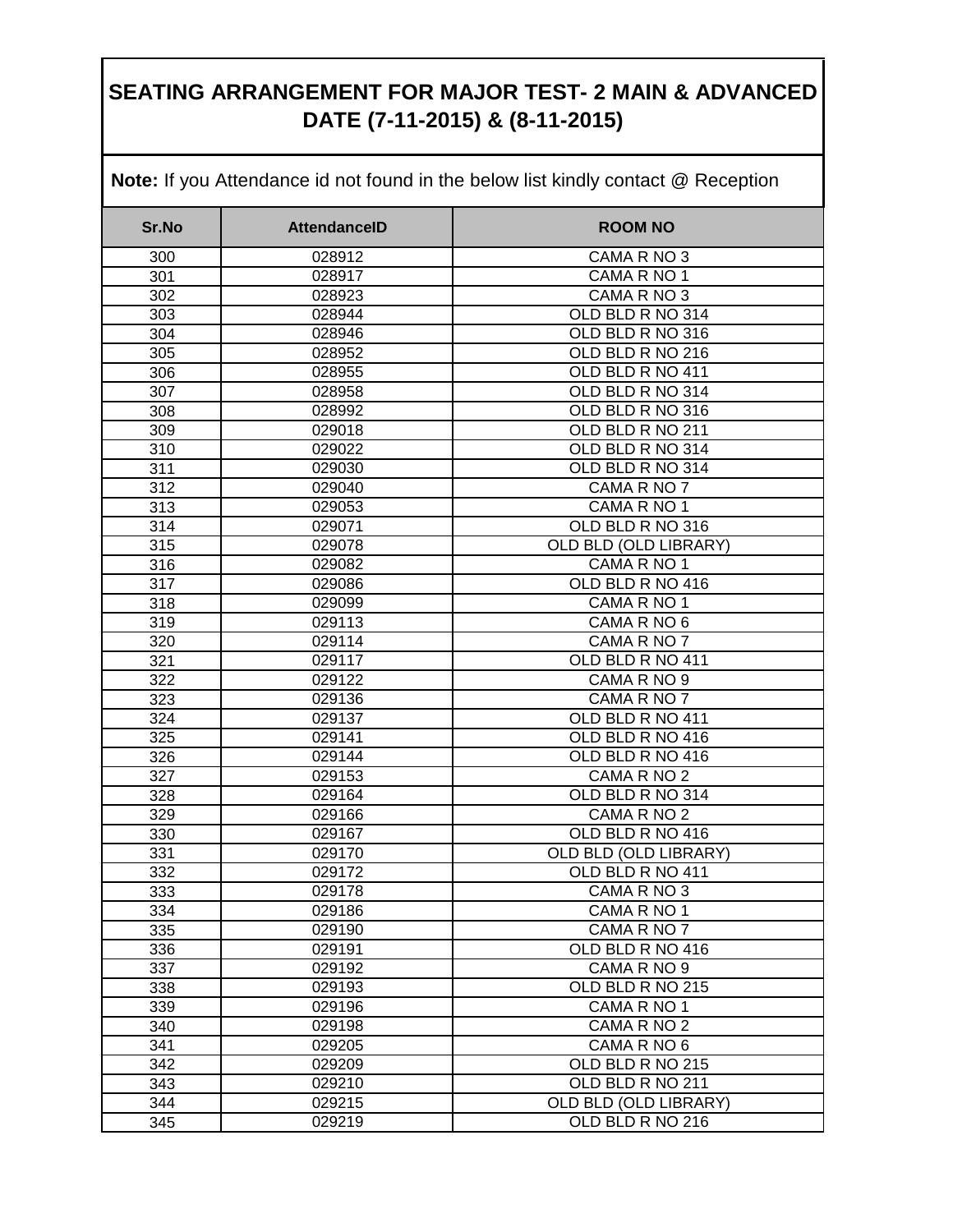# SEATING ARRANGEMENT FOR MAJOR TEST- 2 MAIN & ADVANCED DATE (7-11-2015) & (8-11-2015)

**Note:** If you Attendance id not found in the below list kindly contact @ Reception

| Sr.No | AttendanceID | ROOM NO |
|---|---|---|
| 300 | 028912 | CAMA R NO 3 |
| 301 | 028917 | CAMA R NO 1 |
| 302 | 028923 | CAMA R NO 3 |
| 303 | 028944 | OLD BLD R NO 314 |
| 304 | 028946 | OLD BLD R NO 316 |
| 305 | 028952 | OLD BLD R NO 216 |
| 306 | 028955 | OLD BLD R NO 411 |
| 307 | 028958 | OLD BLD R NO 314 |
| 308 | 028992 | OLD BLD R NO 316 |
| 309 | 029018 | OLD BLD R NO 211 |
| 310 | 029022 | OLD BLD R NO 314 |
| 311 | 029030 | OLD BLD R NO 314 |
| 312 | 029040 | CAMA R NO 7 |
| 313 | 029053 | CAMA R NO 1 |
| 314 | 029071 | OLD BLD R NO 316 |
| 315 | 029078 | OLD BLD (OLD LIBRARY) |
| 316 | 029082 | CAMA R NO 1 |
| 317 | 029086 | OLD BLD R NO 416 |
| 318 | 029099 | CAMA R NO 1 |
| 319 | 029113 | CAMA R NO 6 |
| 320 | 029114 | CAMA R NO 7 |
| 321 | 029117 | OLD BLD R NO 411 |
| 322 | 029122 | CAMA R NO 9 |
| 323 | 029136 | CAMA R NO 7 |
| 324 | 029137 | OLD BLD R NO 411 |
| 325 | 029141 | OLD BLD R NO 416 |
| 326 | 029144 | OLD BLD R NO 416 |
| 327 | 029153 | CAMA R NO 2 |
| 328 | 029164 | OLD BLD R NO 314 |
| 329 | 029166 | CAMA R NO 2 |
| 330 | 029167 | OLD BLD R NO 416 |
| 331 | 029170 | OLD BLD (OLD LIBRARY) |
| 332 | 029172 | OLD BLD R NO 411 |
| 333 | 029178 | CAMA R NO 3 |
| 334 | 029186 | CAMA R NO 1 |
| 335 | 029190 | CAMA R NO 7 |
| 336 | 029191 | OLD BLD R NO 416 |
| 337 | 029192 | CAMA R NO 9 |
| 338 | 029193 | OLD BLD R NO 215 |
| 339 | 029196 | CAMA R NO 1 |
| 340 | 029198 | CAMA R NO 2 |
| 341 | 029205 | CAMA R NO 6 |
| 342 | 029209 | OLD BLD R NO 215 |
| 343 | 029210 | OLD BLD R NO 211 |
| 344 | 029215 | OLD BLD (OLD LIBRARY) |
| 345 | 029219 | OLD BLD R NO 216 |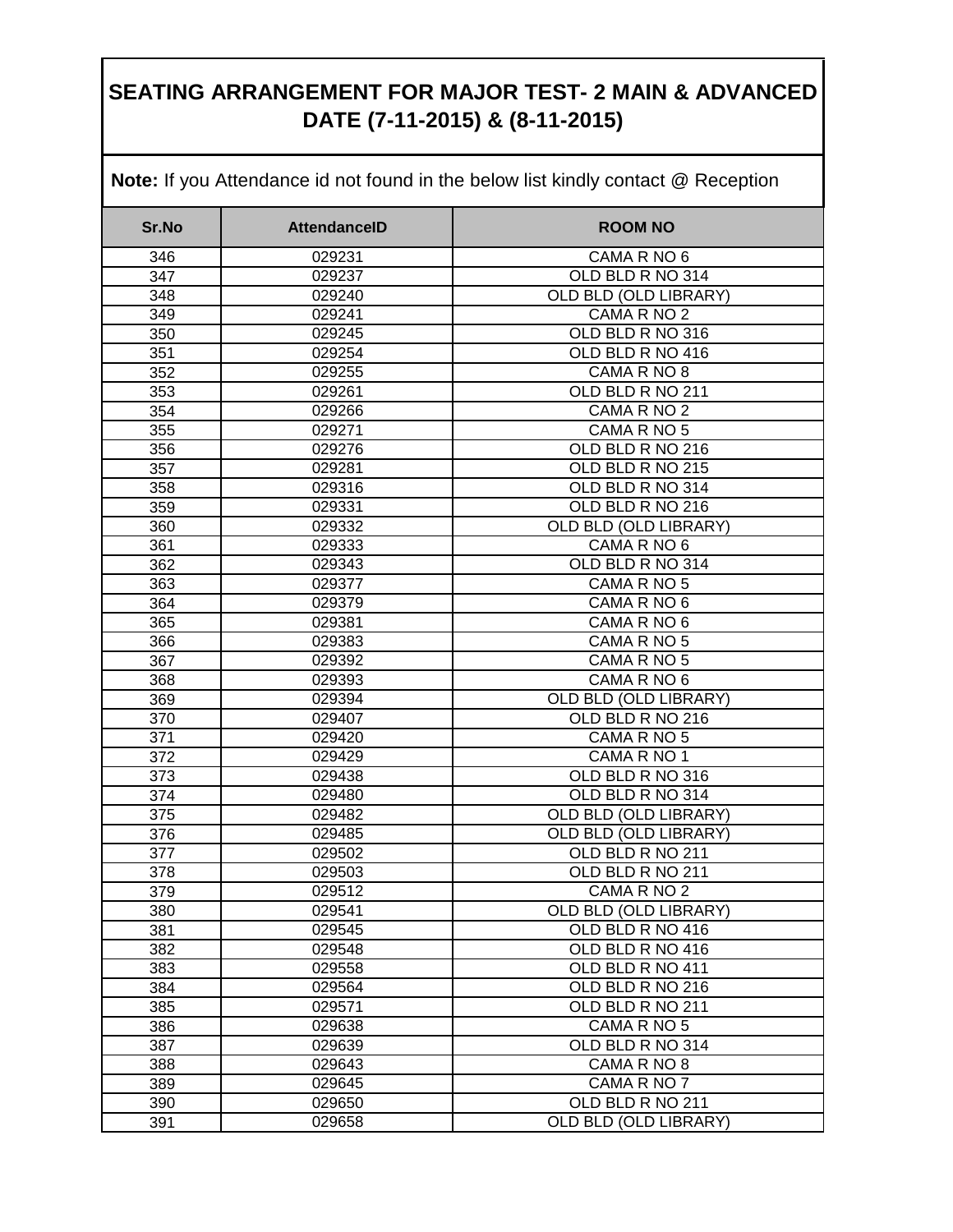# SEATING ARRANGEMENT FOR MAJOR TEST- 2 MAIN & ADVANCED DATE (7-11-2015) & (8-11-2015)

**Note:** If you Attendance id not found in the below list kindly contact @ Reception

| Sr.No | AttendanceID | ROOM NO |
|---|---|---|
| 346 | 029231 | CAMA R NO 6 |
| 347 | 029237 | OLD BLD R NO 314 |
| 348 | 029240 | OLD BLD (OLD LIBRARY) |
| 349 | 029241 | CAMA R NO 2 |
| 350 | 029245 | OLD BLD R NO 316 |
| 351 | 029254 | OLD BLD R NO 416 |
| 352 | 029255 | CAMA R NO 8 |
| 353 | 029261 | OLD BLD R NO 211 |
| 354 | 029266 | CAMA R NO 2 |
| 355 | 029271 | CAMA R NO 5 |
| 356 | 029276 | OLD BLD R NO 216 |
| 357 | 029281 | OLD BLD R NO 215 |
| 358 | 029316 | OLD BLD R NO 314 |
| 359 | 029331 | OLD BLD R NO 216 |
| 360 | 029332 | OLD BLD (OLD LIBRARY) |
| 361 | 029333 | CAMA R NO 6 |
| 362 | 029343 | OLD BLD R NO 314 |
| 363 | 029377 | CAMA R NO 5 |
| 364 | 029379 | CAMA R NO 6 |
| 365 | 029381 | CAMA R NO 6 |
| 366 | 029383 | CAMA R NO 5 |
| 367 | 029392 | CAMA R NO 5 |
| 368 | 029393 | CAMA R NO 6 |
| 369 | 029394 | OLD BLD (OLD LIBRARY) |
| 370 | 029407 | OLD BLD R NO 216 |
| 371 | 029420 | CAMA R NO 5 |
| 372 | 029429 | CAMA R NO 1 |
| 373 | 029438 | OLD BLD R NO 316 |
| 374 | 029480 | OLD BLD R NO 314 |
| 375 | 029482 | OLD BLD (OLD LIBRARY) |
| 376 | 029485 | OLD BLD (OLD LIBRARY) |
| 377 | 029502 | OLD BLD R NO 211 |
| 378 | 029503 | OLD BLD R NO 211 |
| 379 | 029512 | CAMA R NO 2 |
| 380 | 029541 | OLD BLD (OLD LIBRARY) |
| 381 | 029545 | OLD BLD R NO 416 |
| 382 | 029548 | OLD BLD R NO 416 |
| 383 | 029558 | OLD BLD R NO 411 |
| 384 | 029564 | OLD BLD R NO 216 |
| 385 | 029571 | OLD BLD R NO 211 |
| 386 | 029638 | CAMA R NO 5 |
| 387 | 029639 | OLD BLD R NO 314 |
| 388 | 029643 | CAMA R NO 8 |
| 389 | 029645 | CAMA R NO 7 |
| 390 | 029650 | OLD BLD R NO 211 |
| 391 | 029658 | OLD BLD (OLD LIBRARY) |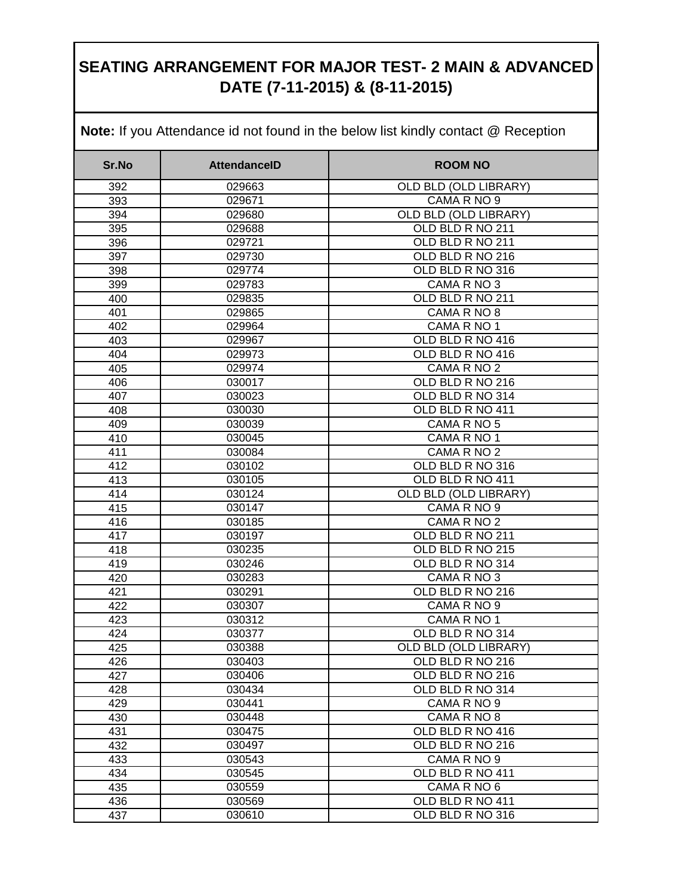# SEATING ARRANGEMENT FOR MAJOR TEST- 2 MAIN & ADVANCED DATE (7-11-2015) & (8-11-2015)

**Note:** If you Attendance id not found in the below list kindly contact @ Reception

| Sr.No | AttendanceID | ROOM NO |
|---|---|---|
| 392 | 029663 | OLD BLD (OLD LIBRARY) |
| 393 | 029671 | CAMA R NO 9 |
| 394 | 029680 | OLD BLD (OLD LIBRARY) |
| 395 | 029688 | OLD BLD R NO 211 |
| 396 | 029721 | OLD BLD R NO 211 |
| 397 | 029730 | OLD BLD R NO 216 |
| 398 | 029774 | OLD BLD R NO 316 |
| 399 | 029783 | CAMA R NO 3 |
| 400 | 029835 | OLD BLD R NO 211 |
| 401 | 029865 | CAMA R NO 8 |
| 402 | 029964 | CAMA R NO 1 |
| 403 | 029967 | OLD BLD R NO 416 |
| 404 | 029973 | OLD BLD R NO 416 |
| 405 | 029974 | CAMA R NO 2 |
| 406 | 030017 | OLD BLD R NO 216 |
| 407 | 030023 | OLD BLD R NO 314 |
| 408 | 030030 | OLD BLD R NO 411 |
| 409 | 030039 | CAMA R NO 5 |
| 410 | 030045 | CAMA R NO 1 |
| 411 | 030084 | CAMA R NO 2 |
| 412 | 030102 | OLD BLD R NO 316 |
| 413 | 030105 | OLD BLD R NO 411 |
| 414 | 030124 | OLD BLD (OLD LIBRARY) |
| 415 | 030147 | CAMA R NO 9 |
| 416 | 030185 | CAMA R NO 2 |
| 417 | 030197 | OLD BLD R NO 211 |
| 418 | 030235 | OLD BLD R NO 215 |
| 419 | 030246 | OLD BLD R NO 314 |
| 420 | 030283 | CAMA R NO 3 |
| 421 | 030291 | OLD BLD R NO 216 |
| 422 | 030307 | CAMA R NO 9 |
| 423 | 030312 | CAMA R NO 1 |
| 424 | 030377 | OLD BLD R NO 314 |
| 425 | 030388 | OLD BLD (OLD LIBRARY) |
| 426 | 030403 | OLD BLD R NO 216 |
| 427 | 030406 | OLD BLD R NO 216 |
| 428 | 030434 | OLD BLD R NO 314 |
| 429 | 030441 | CAMA R NO 9 |
| 430 | 030448 | CAMA R NO 8 |
| 431 | 030475 | OLD BLD R NO 416 |
| 432 | 030497 | OLD BLD R NO 216 |
| 433 | 030543 | CAMA R NO 9 |
| 434 | 030545 | OLD BLD R NO 411 |
| 435 | 030559 | CAMA R NO 6 |
| 436 | 030569 | OLD BLD R NO 411 |
| 437 | 030610 | OLD BLD R NO 316 |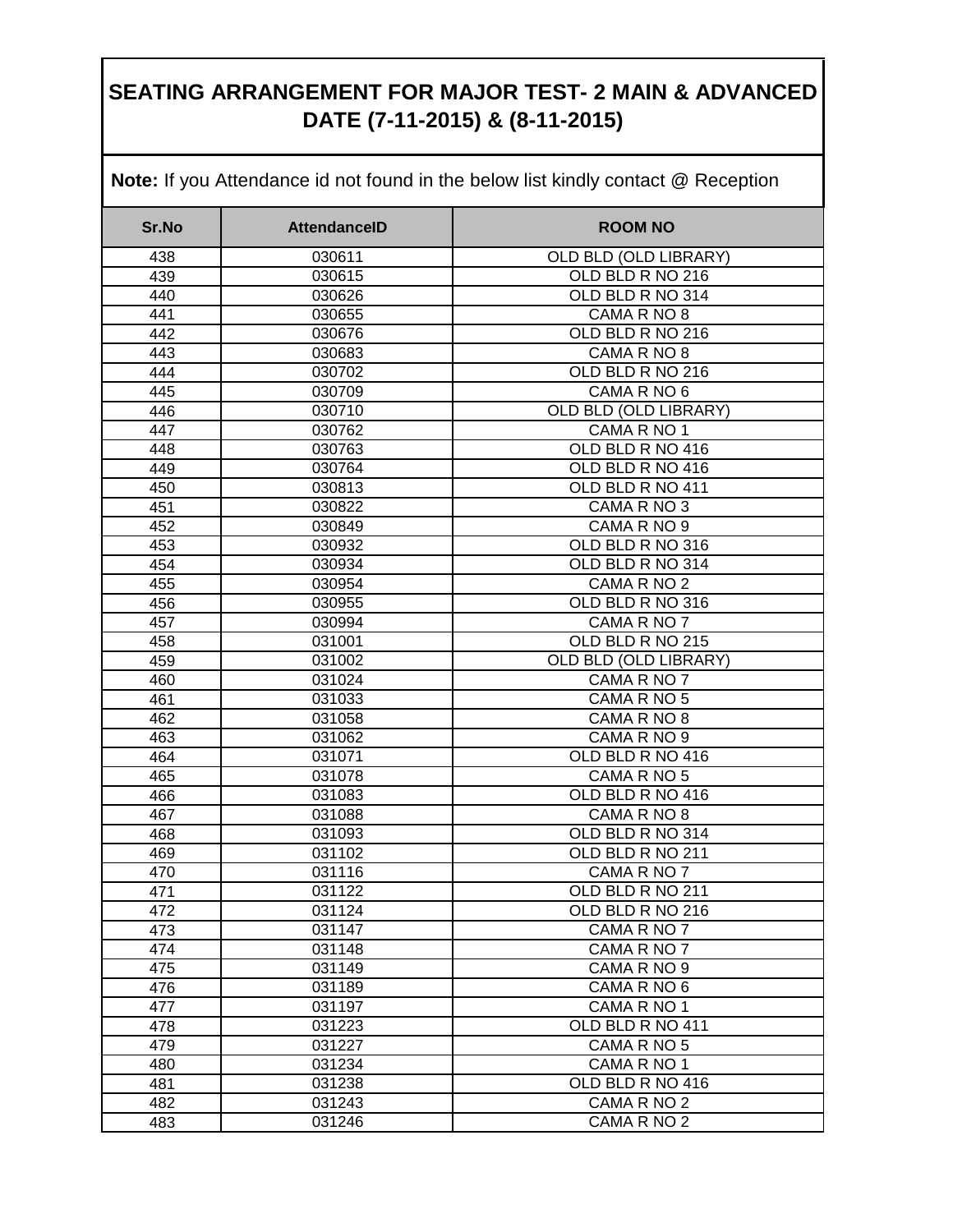# SEATING ARRANGEMENT FOR MAJOR TEST- 2 MAIN & ADVANCED DATE (7-11-2015) & (8-11-2015)

**Note:** If you Attendance id not found in the below list kindly contact @ Reception

| Sr.No | AttendanceID | ROOM NO |
|---|---|---|
| 438 | 030611 | OLD BLD (OLD LIBRARY) |
| 439 | 030615 | OLD BLD R NO 216 |
| 440 | 030626 | OLD BLD R NO 314 |
| 441 | 030655 | CAMA R NO 8 |
| 442 | 030676 | OLD BLD R NO 216 |
| 443 | 030683 | CAMA R NO 8 |
| 444 | 030702 | OLD BLD R NO 216 |
| 445 | 030709 | CAMA R NO 6 |
| 446 | 030710 | OLD BLD (OLD LIBRARY) |
| 447 | 030762 | CAMA R NO 1 |
| 448 | 030763 | OLD BLD R NO 416 |
| 449 | 030764 | OLD BLD R NO 416 |
| 450 | 030813 | OLD BLD R NO 411 |
| 451 | 030822 | CAMA R NO 3 |
| 452 | 030849 | CAMA R NO 9 |
| 453 | 030932 | OLD BLD R NO 316 |
| 454 | 030934 | OLD BLD R NO 314 |
| 455 | 030954 | CAMA R NO 2 |
| 456 | 030955 | OLD BLD R NO 316 |
| 457 | 030994 | CAMA R NO 7 |
| 458 | 031001 | OLD BLD R NO 215 |
| 459 | 031002 | OLD BLD (OLD LIBRARY) |
| 460 | 031024 | CAMA R NO 7 |
| 461 | 031033 | CAMA R NO 5 |
| 462 | 031058 | CAMA R NO 8 |
| 463 | 031062 | CAMA R NO 9 |
| 464 | 031071 | OLD BLD R NO 416 |
| 465 | 031078 | CAMA R NO 5 |
| 466 | 031083 | OLD BLD R NO 416 |
| 467 | 031088 | CAMA R NO 8 |
| 468 | 031093 | OLD BLD R NO 314 |
| 469 | 031102 | OLD BLD R NO 211 |
| 470 | 031116 | CAMA R NO 7 |
| 471 | 031122 | OLD BLD R NO 211 |
| 472 | 031124 | OLD BLD R NO 216 |
| 473 | 031147 | CAMA R NO 7 |
| 474 | 031148 | CAMA R NO 7 |
| 475 | 031149 | CAMA R NO 9 |
| 476 | 031189 | CAMA R NO 6 |
| 477 | 031197 | CAMA R NO 1 |
| 478 | 031223 | OLD BLD R NO 411 |
| 479 | 031227 | CAMA R NO 5 |
| 480 | 031234 | CAMA R NO 1 |
| 481 | 031238 | OLD BLD R NO 416 |
| 482 | 031243 | CAMA R NO 2 |
| 483 | 031246 | CAMA R NO 2 |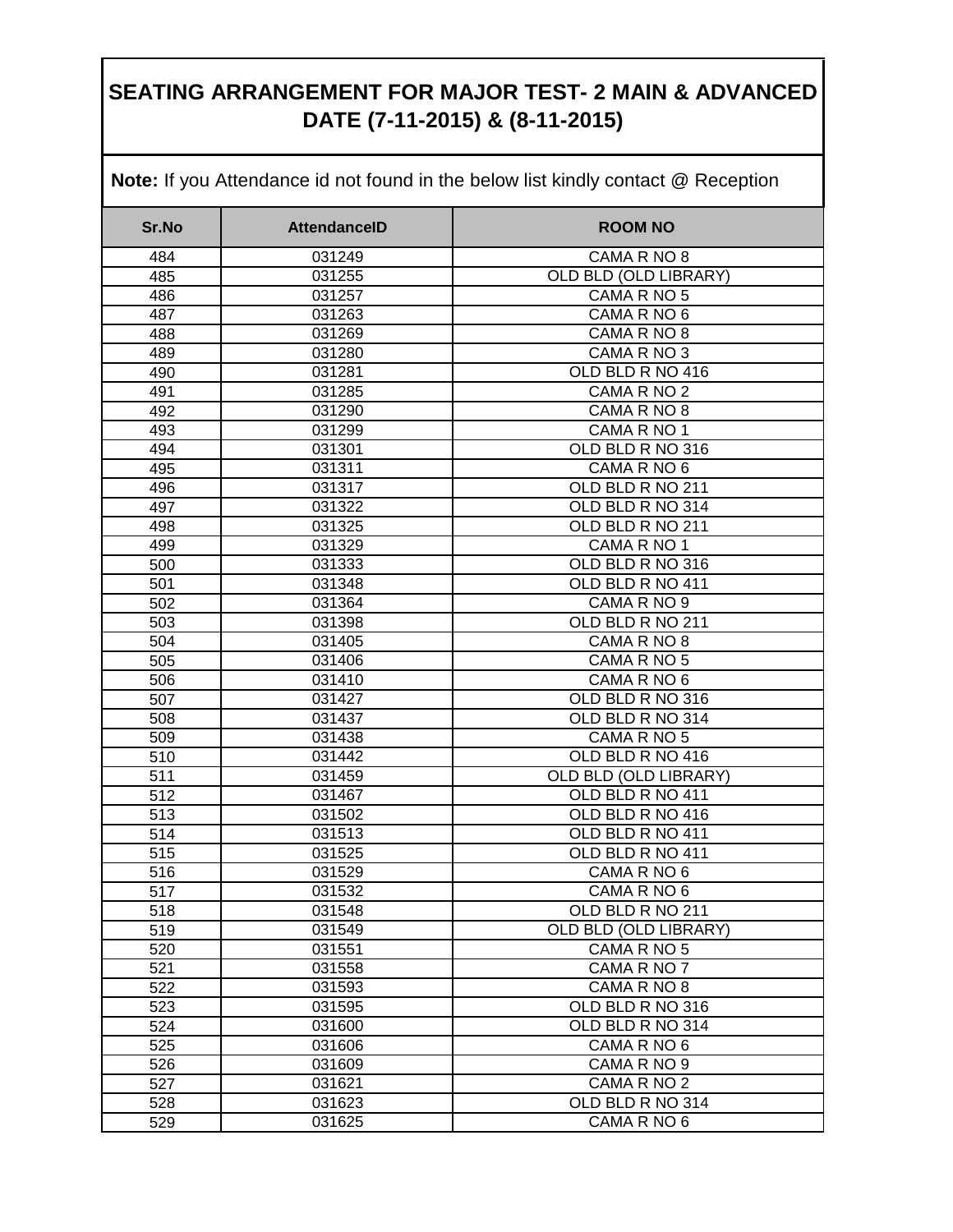# SEATING ARRANGEMENT FOR MAJOR TEST- 2 MAIN & ADVANCED DATE (7-11-2015) & (8-11-2015)

**Note:** If you Attendance id not found in the below list kindly contact @ Reception

| Sr.No | AttendanceID | ROOM NO |
|---|---|---|
| 484 | 031249 | CAMA R NO 8 |
| 485 | 031255 | OLD BLD (OLD LIBRARY) |
| 486 | 031257 | CAMA R NO 5 |
| 487 | 031263 | CAMA R NO 6 |
| 488 | 031269 | CAMA R NO 8 |
| 489 | 031280 | CAMA R NO 3 |
| 490 | 031281 | OLD BLD R NO 416 |
| 491 | 031285 | CAMA R NO 2 |
| 492 | 031290 | CAMA R NO 8 |
| 493 | 031299 | CAMA R NO 1 |
| 494 | 031301 | OLD BLD R NO 316 |
| 495 | 031311 | CAMA R NO 6 |
| 496 | 031317 | OLD BLD R NO 211 |
| 497 | 031322 | OLD BLD R NO 314 |
| 498 | 031325 | OLD BLD R NO 211 |
| 499 | 031329 | CAMA R NO 1 |
| 500 | 031333 | OLD BLD R NO 316 |
| 501 | 031348 | OLD BLD R NO 411 |
| 502 | 031364 | CAMA R NO 9 |
| 503 | 031398 | OLD BLD R NO 211 |
| 504 | 031405 | CAMA R NO 8 |
| 505 | 031406 | CAMA R NO 5 |
| 506 | 031410 | CAMA R NO 6 |
| 507 | 031427 | OLD BLD R NO 316 |
| 508 | 031437 | OLD BLD R NO 314 |
| 509 | 031438 | CAMA R NO 5 |
| 510 | 031442 | OLD BLD R NO 416 |
| 511 | 031459 | OLD BLD (OLD LIBRARY) |
| 512 | 031467 | OLD BLD R NO 411 |
| 513 | 031502 | OLD BLD R NO 416 |
| 514 | 031513 | OLD BLD R NO 411 |
| 515 | 031525 | OLD BLD R NO 411 |
| 516 | 031529 | CAMA R NO 6 |
| 517 | 031532 | CAMA R NO 6 |
| 518 | 031548 | OLD BLD R NO 211 |
| 519 | 031549 | OLD BLD (OLD LIBRARY) |
| 520 | 031551 | CAMA R NO 5 |
| 521 | 031558 | CAMA R NO 7 |
| 522 | 031593 | CAMA R NO 8 |
| 523 | 031595 | OLD BLD R NO 316 |
| 524 | 031600 | OLD BLD R NO 314 |
| 525 | 031606 | CAMA R NO 6 |
| 526 | 031609 | CAMA R NO 9 |
| 527 | 031621 | CAMA R NO 2 |
| 528 | 031623 | OLD BLD R NO 314 |
| 529 | 031625 | CAMA R NO 6 |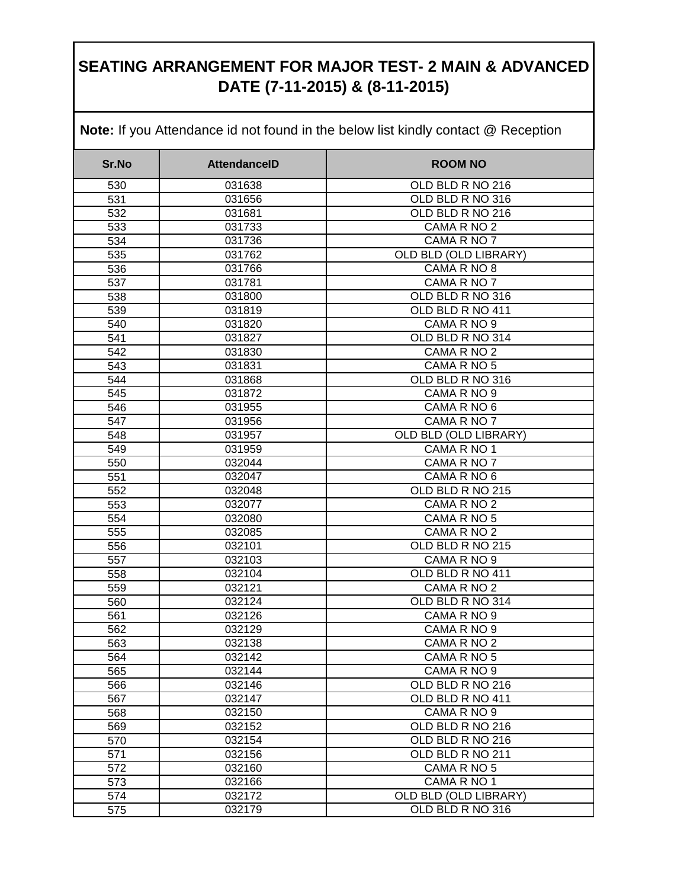# SEATING ARRANGEMENT FOR MAJOR TEST- 2 MAIN & ADVANCED DATE (7-11-2015) & (8-11-2015)

**Note:** If you Attendance id not found in the below list kindly contact @ Reception

| Sr.No | AttendanceID | ROOM NO |
|---|---|---|
| 530 | 031638 | OLD BLD R NO 216 |
| 531 | 031656 | OLD BLD R NO 316 |
| 532 | 031681 | OLD BLD R NO 216 |
| 533 | 031733 | CAMA R NO 2 |
| 534 | 031736 | CAMA R NO 7 |
| 535 | 031762 | OLD BLD (OLD LIBRARY) |
| 536 | 031766 | CAMA R NO 8 |
| 537 | 031781 | CAMA R NO 7 |
| 538 | 031800 | OLD BLD R NO 316 |
| 539 | 031819 | OLD BLD R NO 411 |
| 540 | 031820 | CAMA R NO 9 |
| 541 | 031827 | OLD BLD R NO 314 |
| 542 | 031830 | CAMA R NO 2 |
| 543 | 031831 | CAMA R NO 5 |
| 544 | 031868 | OLD BLD R NO 316 |
| 545 | 031872 | CAMA R NO 9 |
| 546 | 031955 | CAMA R NO 6 |
| 547 | 031956 | CAMA R NO 7 |
| 548 | 031957 | OLD BLD (OLD LIBRARY) |
| 549 | 031959 | CAMA R NO 1 |
| 550 | 032044 | CAMA R NO 7 |
| 551 | 032047 | CAMA R NO 6 |
| 552 | 032048 | OLD BLD R NO 215 |
| 553 | 032077 | CAMA R NO 2 |
| 554 | 032080 | CAMA R NO 5 |
| 555 | 032085 | CAMA R NO 2 |
| 556 | 032101 | OLD BLD R NO 215 |
| 557 | 032103 | CAMA R NO 9 |
| 558 | 032104 | OLD BLD R NO 411 |
| 559 | 032121 | CAMA R NO 2 |
| 560 | 032124 | OLD BLD R NO 314 |
| 561 | 032126 | CAMA R NO 9 |
| 562 | 032129 | CAMA R NO 9 |
| 563 | 032138 | CAMA R NO 2 |
| 564 | 032142 | CAMA R NO 5 |
| 565 | 032144 | CAMA R NO 9 |
| 566 | 032146 | OLD BLD R NO 216 |
| 567 | 032147 | OLD BLD R NO 411 |
| 568 | 032150 | CAMA R NO 9 |
| 569 | 032152 | OLD BLD R NO 216 |
| 570 | 032154 | OLD BLD R NO 216 |
| 571 | 032156 | OLD BLD R NO 211 |
| 572 | 032160 | CAMA R NO 5 |
| 573 | 032166 | CAMA R NO 1 |
| 574 | 032172 | OLD BLD (OLD LIBRARY) |
| 575 | 032179 | OLD BLD R NO 316 |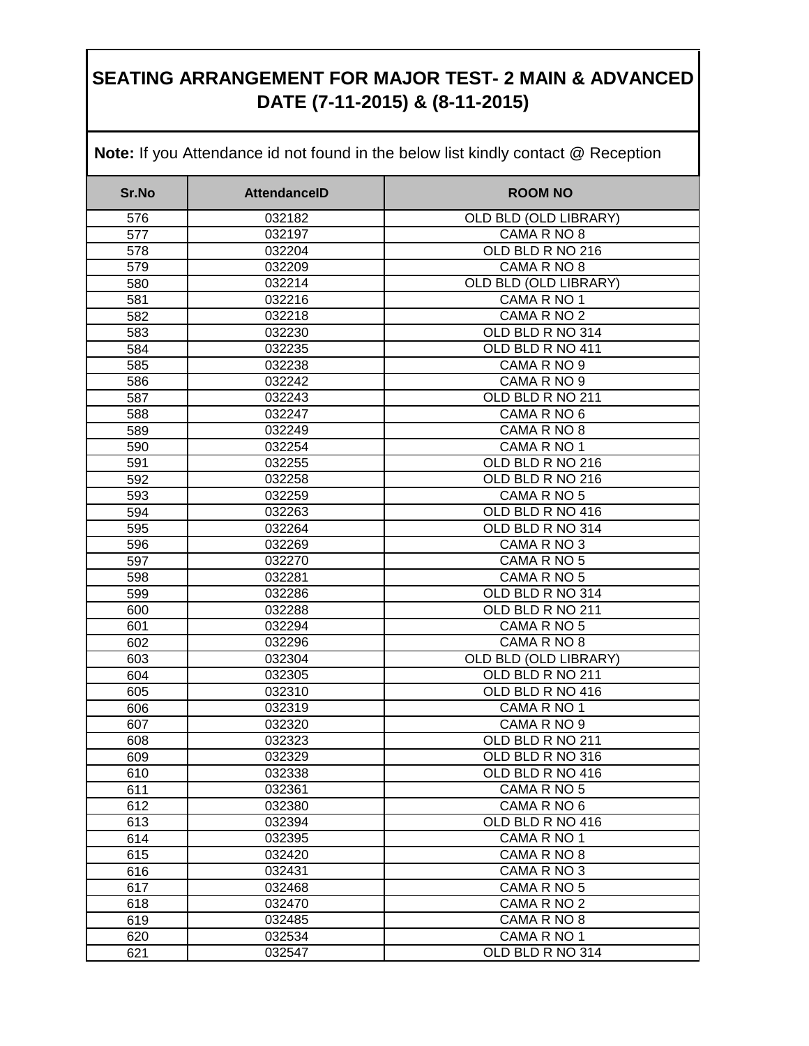# SEATING ARRANGEMENT FOR MAJOR TEST- 2 MAIN & ADVANCED DATE (7-11-2015) & (8-11-2015)

**Note:** If you Attendance id not found in the below list kindly contact @ Reception

| Sr.No | AttendanceID | ROOM NO |
|---|---|---|
| 576 | 032182 | OLD BLD (OLD LIBRARY) |
| 577 | 032197 | CAMA R NO 8 |
| 578 | 032204 | OLD BLD R NO 216 |
| 579 | 032209 | CAMA R NO 8 |
| 580 | 032214 | OLD BLD (OLD LIBRARY) |
| 581 | 032216 | CAMA R NO 1 |
| 582 | 032218 | CAMA R NO 2 |
| 583 | 032230 | OLD BLD R NO 314 |
| 584 | 032235 | OLD BLD R NO 411 |
| 585 | 032238 | CAMA R NO 9 |
| 586 | 032242 | CAMA R NO 9 |
| 587 | 032243 | OLD BLD R NO 211 |
| 588 | 032247 | CAMA R NO 6 |
| 589 | 032249 | CAMA R NO 8 |
| 590 | 032254 | CAMA R NO 1 |
| 591 | 032255 | OLD BLD R NO 216 |
| 592 | 032258 | OLD BLD R NO 216 |
| 593 | 032259 | CAMA R NO 5 |
| 594 | 032263 | OLD BLD R NO 416 |
| 595 | 032264 | OLD BLD R NO 314 |
| 596 | 032269 | CAMA R NO 3 |
| 597 | 032270 | CAMA R NO 5 |
| 598 | 032281 | CAMA R NO 5 |
| 599 | 032286 | OLD BLD R NO 314 |
| 600 | 032288 | OLD BLD R NO 211 |
| 601 | 032294 | CAMA R NO 5 |
| 602 | 032296 | CAMA R NO 8 |
| 603 | 032304 | OLD BLD (OLD LIBRARY) |
| 604 | 032305 | OLD BLD R NO 211 |
| 605 | 032310 | OLD BLD R NO 416 |
| 606 | 032319 | CAMA R NO 1 |
| 607 | 032320 | CAMA R NO 9 |
| 608 | 032323 | OLD BLD R NO 211 |
| 609 | 032329 | OLD BLD R NO 316 |
| 610 | 032338 | OLD BLD R NO 416 |
| 611 | 032361 | CAMA R NO 5 |
| 612 | 032380 | CAMA R NO 6 |
| 613 | 032394 | OLD BLD R NO 416 |
| 614 | 032395 | CAMA R NO 1 |
| 615 | 032420 | CAMA R NO 8 |
| 616 | 032431 | CAMA R NO 3 |
| 617 | 032468 | CAMA R NO 5 |
| 618 | 032470 | CAMA R NO 2 |
| 619 | 032485 | CAMA R NO 8 |
| 620 | 032534 | CAMA R NO 1 |
| 621 | 032547 | OLD BLD R NO 314 |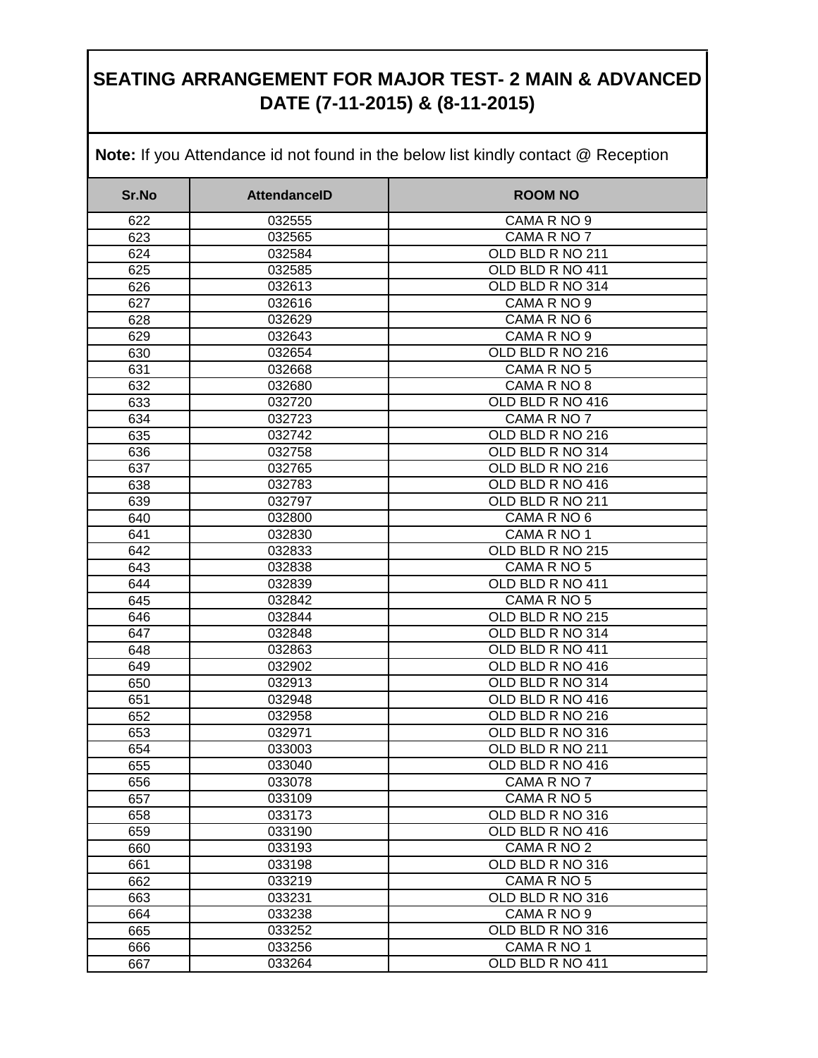## SEATING ARRANGEMENT FOR MAJOR TEST- 2 MAIN & ADVANCED DATE (7-11-2015) & (8-11-2015)

**Note:** If you Attendance id not found in the below list kindly contact @ Reception

| Sr.No | AttendanceID | ROOM NO |
|---|---|---|
| 622 | 032555 | CAMA R NO 9 |
| 623 | 032565 | CAMA R NO 7 |
| 624 | 032584 | OLD BLD R NO 211 |
| 625 | 032585 | OLD BLD R NO 411 |
| 626 | 032613 | OLD BLD R NO 314 |
| 627 | 032616 | CAMA R NO 9 |
| 628 | 032629 | CAMA R NO 6 |
| 629 | 032643 | CAMA R NO 9 |
| 630 | 032654 | OLD BLD R NO 216 |
| 631 | 032668 | CAMA R NO 5 |
| 632 | 032680 | CAMA R NO 8 |
| 633 | 032720 | OLD BLD R NO 416 |
| 634 | 032723 | CAMA R NO 7 |
| 635 | 032742 | OLD BLD R NO 216 |
| 636 | 032758 | OLD BLD R NO 314 |
| 637 | 032765 | OLD BLD R NO 216 |
| 638 | 032783 | OLD BLD R NO 416 |
| 639 | 032797 | OLD BLD R NO 211 |
| 640 | 032800 | CAMA R NO 6 |
| 641 | 032830 | CAMA R NO 1 |
| 642 | 032833 | OLD BLD R NO 215 |
| 643 | 032838 | CAMA R NO 5 |
| 644 | 032839 | OLD BLD R NO 411 |
| 645 | 032842 | CAMA R NO 5 |
| 646 | 032844 | OLD BLD R NO 215 |
| 647 | 032848 | OLD BLD R NO 314 |
| 648 | 032863 | OLD BLD R NO 411 |
| 649 | 032902 | OLD BLD R NO 416 |
| 650 | 032913 | OLD BLD R NO 314 |
| 651 | 032948 | OLD BLD R NO 416 |
| 652 | 032958 | OLD BLD R NO 216 |
| 653 | 032971 | OLD BLD R NO 316 |
| 654 | 033003 | OLD BLD R NO 211 |
| 655 | 033040 | OLD BLD R NO 416 |
| 656 | 033078 | CAMA R NO 7 |
| 657 | 033109 | CAMA R NO 5 |
| 658 | 033173 | OLD BLD R NO 316 |
| 659 | 033190 | OLD BLD R NO 416 |
| 660 | 033193 | CAMA R NO 2 |
| 661 | 033198 | OLD BLD R NO 316 |
| 662 | 033219 | CAMA R NO 5 |
| 663 | 033231 | OLD BLD R NO 316 |
| 664 | 033238 | CAMA R NO 9 |
| 665 | 033252 | OLD BLD R NO 316 |
| 666 | 033256 | CAMA R NO 1 |
| 667 | 033264 | OLD BLD R NO 411 |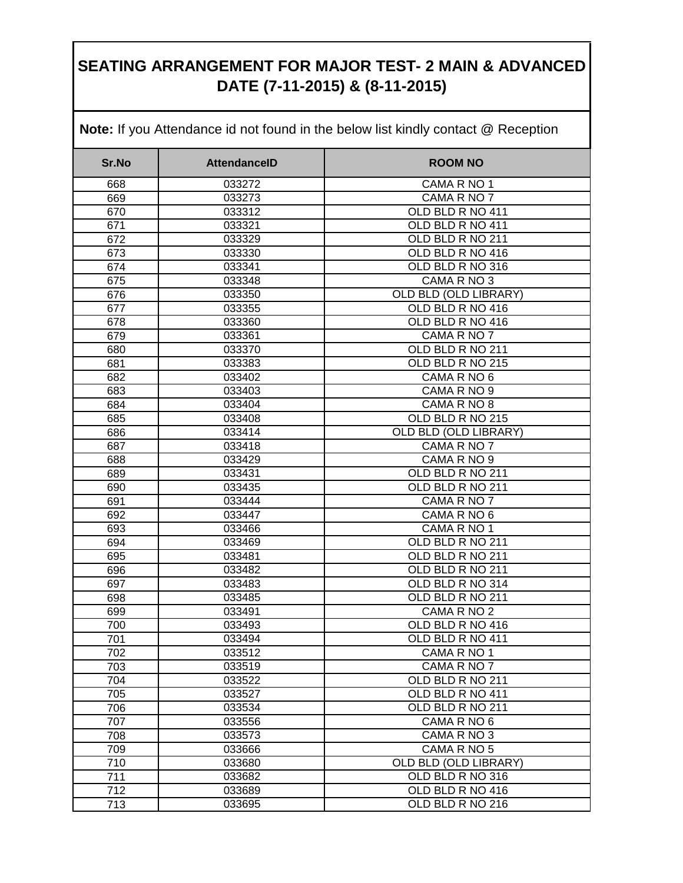# SEATING ARRANGEMENT FOR MAJOR TEST- 2 MAIN & ADVANCED DATE (7-11-2015) & (8-11-2015)

**Note:** If you Attendance id not found in the below list kindly contact @ Reception

| Sr.No | AttendanceID | ROOM NO |
|---|---|---|
| 668 | 033272 | CAMA R NO 1 |
| 669 | 033273 | CAMA R NO 7 |
| 670 | 033312 | OLD BLD R NO 411 |
| 671 | 033321 | OLD BLD R NO 411 |
| 672 | 033329 | OLD BLD R NO 211 |
| 673 | 033330 | OLD BLD R NO 416 |
| 674 | 033341 | OLD BLD R NO 316 |
| 675 | 033348 | CAMA R NO 3 |
| 676 | 033350 | OLD BLD (OLD LIBRARY) |
| 677 | 033355 | OLD BLD R NO 416 |
| 678 | 033360 | OLD BLD R NO 416 |
| 679 | 033361 | CAMA R NO 7 |
| 680 | 033370 | OLD BLD R NO 211 |
| 681 | 033383 | OLD BLD R NO 215 |
| 682 | 033402 | CAMA R NO 6 |
| 683 | 033403 | CAMA R NO 9 |
| 684 | 033404 | CAMA R NO 8 |
| 685 | 033408 | OLD BLD R NO 215 |
| 686 | 033414 | OLD BLD (OLD LIBRARY) |
| 687 | 033418 | CAMA R NO 7 |
| 688 | 033429 | CAMA R NO 9 |
| 689 | 033431 | OLD BLD R NO 211 |
| 690 | 033435 | OLD BLD R NO 211 |
| 691 | 033444 | CAMA R NO 7 |
| 692 | 033447 | CAMA R NO 6 |
| 693 | 033466 | CAMA R NO 1 |
| 694 | 033469 | OLD BLD R NO 211 |
| 695 | 033481 | OLD BLD R NO 211 |
| 696 | 033482 | OLD BLD R NO 211 |
| 697 | 033483 | OLD BLD R NO 314 |
| 698 | 033485 | OLD BLD R NO 211 |
| 699 | 033491 | CAMA R NO 2 |
| 700 | 033493 | OLD BLD R NO 416 |
| 701 | 033494 | OLD BLD R NO 411 |
| 702 | 033512 | CAMA R NO 1 |
| 703 | 033519 | CAMA R NO 7 |
| 704 | 033522 | OLD BLD R NO 211 |
| 705 | 033527 | OLD BLD R NO 411 |
| 706 | 033534 | OLD BLD R NO 211 |
| 707 | 033556 | CAMA R NO 6 |
| 708 | 033573 | CAMA R NO 3 |
| 709 | 033666 | CAMA R NO 5 |
| 710 | 033680 | OLD BLD (OLD LIBRARY) |
| 711 | 033682 | OLD BLD R NO 316 |
| 712 | 033689 | OLD BLD R NO 416 |
| 713 | 033695 | OLD BLD R NO 216 |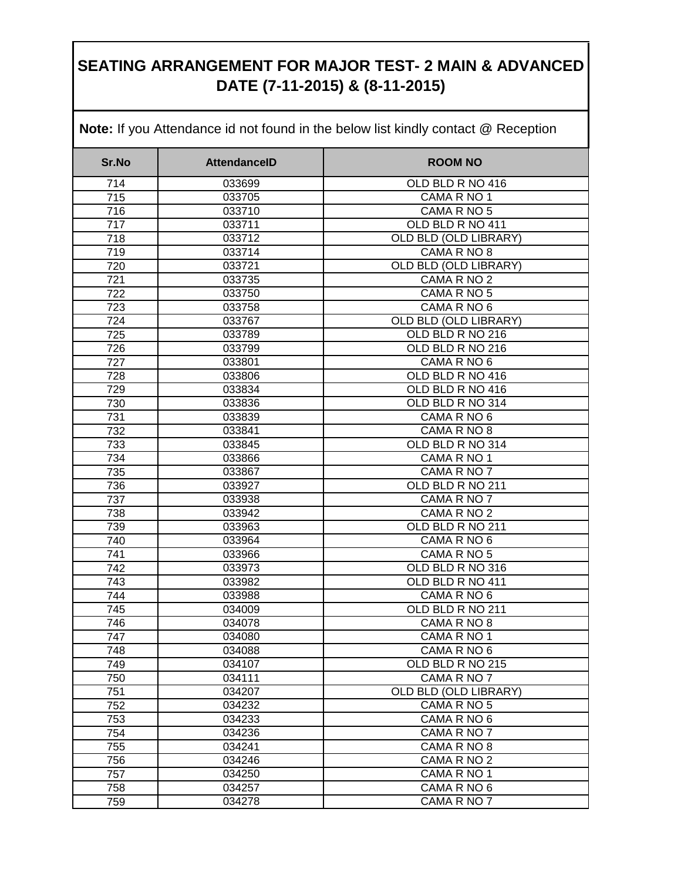# SEATING ARRANGEMENT FOR MAJOR TEST- 2 MAIN & ADVANCED DATE (7-11-2015) & (8-11-2015)

**Note:** If you Attendance id not found in the below list kindly contact @ Reception

| Sr.No | AttendanceID | ROOM NO |
|---|---|---|
| 714 | 033699 | OLD BLD R NO 416 |
| 715 | 033705 | CAMA R NO 1 |
| 716 | 033710 | CAMA R NO 5 |
| 717 | 033711 | OLD BLD R NO 411 |
| 718 | 033712 | OLD BLD (OLD LIBRARY) |
| 719 | 033714 | CAMA R NO 8 |
| 720 | 033721 | OLD BLD (OLD LIBRARY) |
| 721 | 033735 | CAMA R NO 2 |
| 722 | 033750 | CAMA R NO 5 |
| 723 | 033758 | CAMA R NO 6 |
| 724 | 033767 | OLD BLD (OLD LIBRARY) |
| 725 | 033789 | OLD BLD R NO 216 |
| 726 | 033799 | OLD BLD R NO 216 |
| 727 | 033801 | CAMA R NO 6 |
| 728 | 033806 | OLD BLD R NO 416 |
| 729 | 033834 | OLD BLD R NO 416 |
| 730 | 033836 | OLD BLD R NO 314 |
| 731 | 033839 | CAMA R NO 6 |
| 732 | 033841 | CAMA R NO 8 |
| 733 | 033845 | OLD BLD R NO 314 |
| 734 | 033866 | CAMA R NO 1 |
| 735 | 033867 | CAMA R NO 7 |
| 736 | 033927 | OLD BLD R NO 211 |
| 737 | 033938 | CAMA R NO 7 |
| 738 | 033942 | CAMA R NO 2 |
| 739 | 033963 | OLD BLD R NO 211 |
| 740 | 033964 | CAMA R NO 6 |
| 741 | 033966 | CAMA R NO 5 |
| 742 | 033973 | OLD BLD R NO 316 |
| 743 | 033982 | OLD BLD R NO 411 |
| 744 | 033988 | CAMA R NO 6 |
| 745 | 034009 | OLD BLD R NO 211 |
| 746 | 034078 | CAMA R NO 8 |
| 747 | 034080 | CAMA R NO 1 |
| 748 | 034088 | CAMA R NO 6 |
| 749 | 034107 | OLD BLD R NO 215 |
| 750 | 034111 | CAMA R NO 7 |
| 751 | 034207 | OLD BLD (OLD LIBRARY) |
| 752 | 034232 | CAMA R NO 5 |
| 753 | 034233 | CAMA R NO 6 |
| 754 | 034236 | CAMA R NO 7 |
| 755 | 034241 | CAMA R NO 8 |
| 756 | 034246 | CAMA R NO 2 |
| 757 | 034250 | CAMA R NO 1 |
| 758 | 034257 | CAMA R NO 6 |
| 759 | 034278 | CAMA R NO 7 |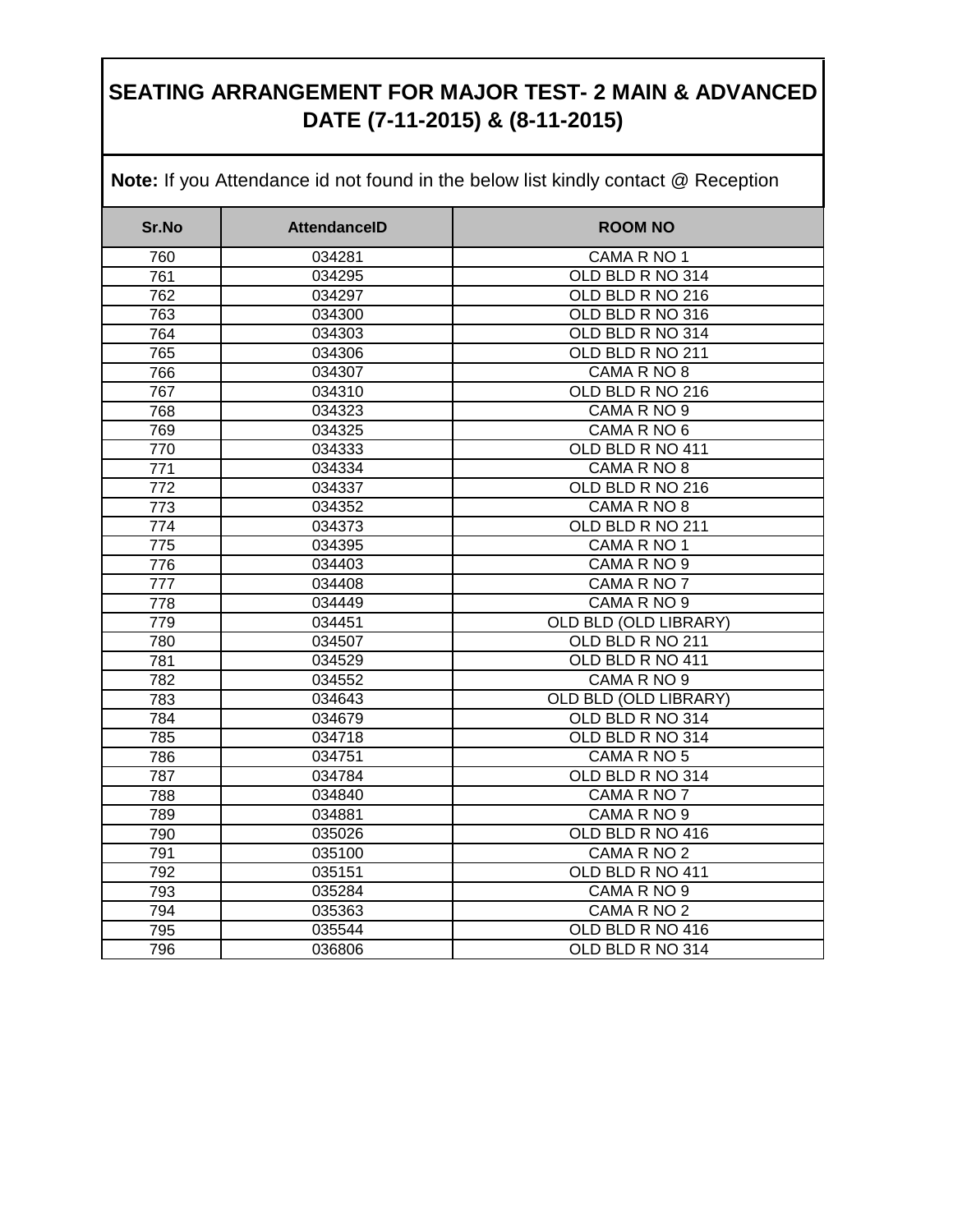# SEATING ARRANGEMENT FOR MAJOR TEST- 2 MAIN & ADVANCED DATE (7-11-2015) & (8-11-2015)

**Note:** If you Attendance id not found in the below list kindly contact @ Reception

| Sr.No | AttendanceID | ROOM NO |
|---|---|---|
| 760 | 034281 | CAMA R NO 1 |
| 761 | 034295 | OLD BLD R NO 314 |
| 762 | 034297 | OLD BLD R NO 216 |
| 763 | 034300 | OLD BLD R NO 316 |
| 764 | 034303 | OLD BLD R NO 314 |
| 765 | 034306 | OLD BLD R NO 211 |
| 766 | 034307 | CAMA R NO 8 |
| 767 | 034310 | OLD BLD R NO 216 |
| 768 | 034323 | CAMA R NO 9 |
| 769 | 034325 | CAMA R NO 6 |
| 770 | 034333 | OLD BLD R NO 411 |
| 771 | 034334 | CAMA R NO 8 |
| 772 | 034337 | OLD BLD R NO 216 |
| 773 | 034352 | CAMA R NO 8 |
| 774 | 034373 | OLD BLD R NO 211 |
| 775 | 034395 | CAMA R NO 1 |
| 776 | 034403 | CAMA R NO 9 |
| 777 | 034408 | CAMA R NO 7 |
| 778 | 034449 | CAMA R NO 9 |
| 779 | 034451 | OLD BLD (OLD LIBRARY) |
| 780 | 034507 | OLD BLD R NO 211 |
| 781 | 034529 | OLD BLD R NO 411 |
| 782 | 034552 | CAMA R NO 9 |
| 783 | 034643 | OLD BLD (OLD LIBRARY) |
| 784 | 034679 | OLD BLD R NO 314 |
| 785 | 034718 | OLD BLD R NO 314 |
| 786 | 034751 | CAMA R NO 5 |
| 787 | 034784 | OLD BLD R NO 314 |
| 788 | 034840 | CAMA R NO 7 |
| 789 | 034881 | CAMA R NO 9 |
| 790 | 035026 | OLD BLD R NO 416 |
| 791 | 035100 | CAMA R NO 2 |
| 792 | 035151 | OLD BLD R NO 411 |
| 793 | 035284 | CAMA R NO 9 |
| 794 | 035363 | CAMA R NO 2 |
| 795 | 035544 | OLD BLD R NO 416 |
| 796 | 036806 | OLD BLD R NO 314 |